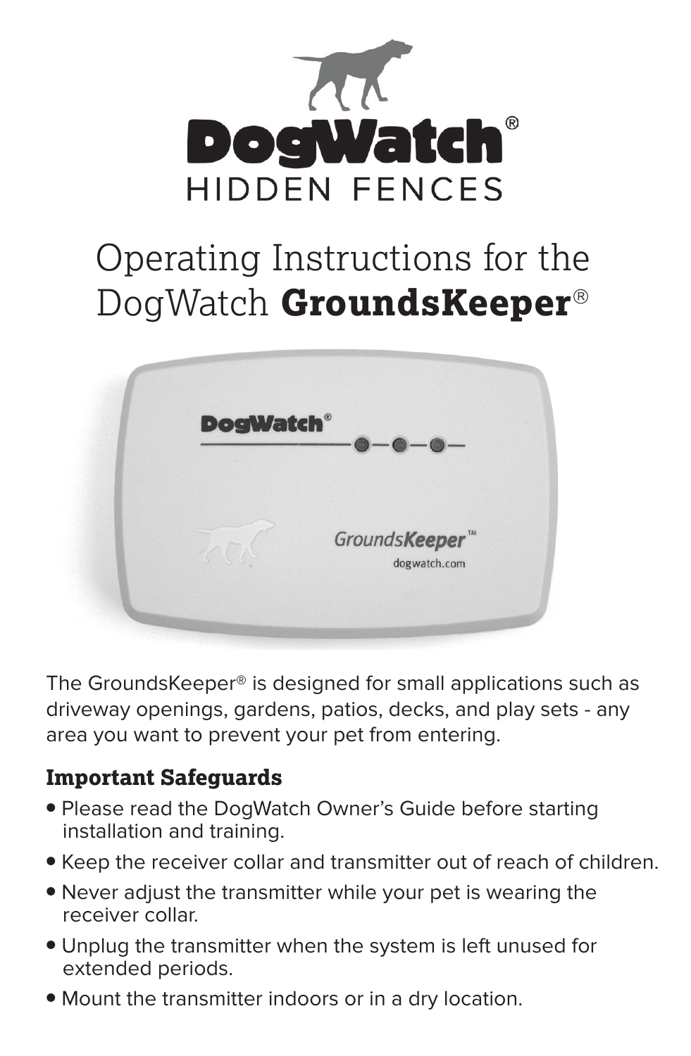# DogWatch® HIDDEN FENCES

# Operating Instructions for the DogWatch **GroundsKeeper**®

The GroundsKeeper® is designed for small applications such as driveway openings, gardens, patios, decks, and play sets - any area you want to prevent your pet from entering.

## Important Safeguards

- Please read the DogWatch Owner's Guide before starting installation and training.
- Keep the receiver collar and transmitter out of reach of children.
- Never adjust the transmitter while your pet is wearing the receiver collar.
- Unplug the transmitter when the system is left unused for extended periods.
- Mount the transmitter indoors or in a dry location.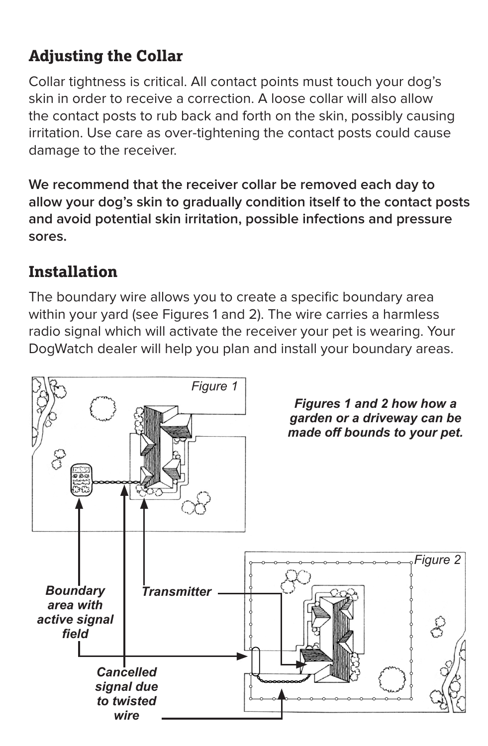## Adjusting the Collar

Collar tightness is critical. All contact points must touch your dog's skin in order to receive a correction. A loose collar will also allow the contact posts to rub back and forth on the skin, possibly causing irritation. Use care as over-tightening the contact posts could cause damage to the receiver.

**We recommend that the receiver collar be removed each day to allow your dog's skin to gradually condition itself to the contact posts and avoid potential skin irritation, possible infections and pressure sores.**

## Installation

The boundary wire allows you to create a specific boundary area within your yard (see Figures 1 and 2). The wire carries a harmless radio signal which will activate the receiver your pet is wearing. Your DogWatch dealer will help you plan and install your boundary areas.

Figure 1

***Figures 1 and 2 how how a garden or a driveway can be made off bounds to your pet.***

Figure 2

***Boundary area with active signal field***

***Transmitter***

***Cancelled signal due to twisted wire***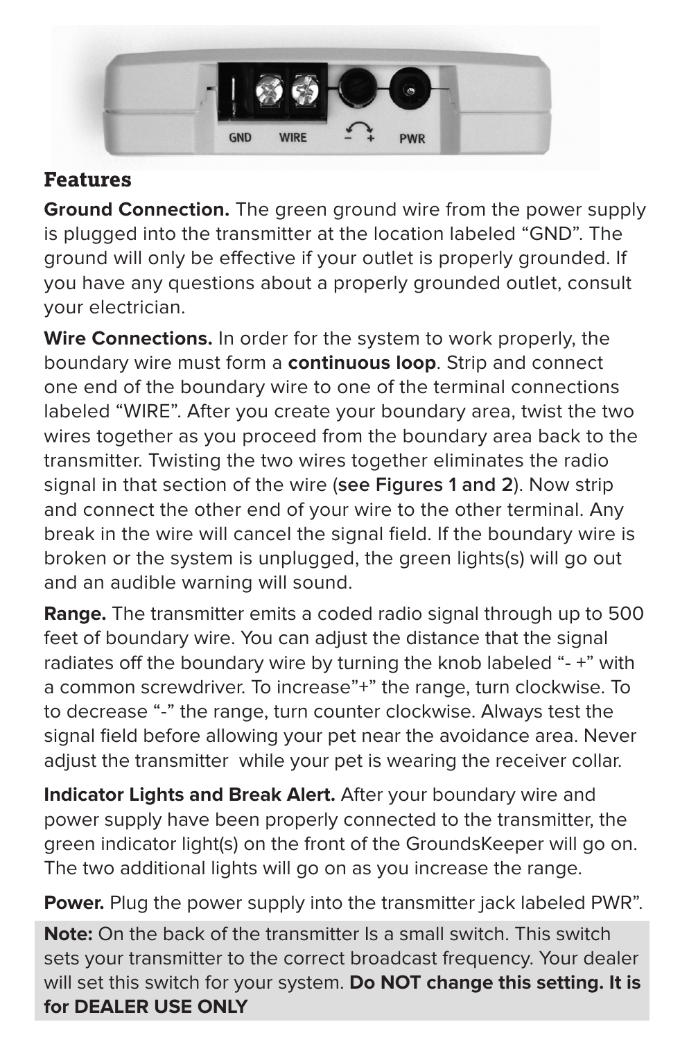GND WIRE − + PWR

## Features

**Ground Connection.** The green ground wire from the power supply is plugged into the transmitter at the location labeled "GND". The ground will only be effective if your outlet is properly grounded. If you have any questions about a properly grounded outlet, consult your electrician.

**Wire Connections.** In order for the system to work properly, the boundary wire must form a **continuous loop**. Strip and connect one end of the boundary wire to one of the terminal connections labeled "WIRE". After you create your boundary area, twist the two wires together as you proceed from the boundary area back to the transmitter. Twisting the two wires together eliminates the radio signal in that section of the wire (**see Figures 1 and 2**). Now strip and connect the other end of your wire to the other terminal. Any break in the wire will cancel the signal field. If the boundary wire is broken or the system is unplugged, the green lights(s) will go out and an audible warning will sound.

**Range.** The transmitter emits a coded radio signal through up to 500 feet of boundary wire. You can adjust the distance that the signal radiates off the boundary wire by turning the knob labeled "- +" with a common screwdriver. To increase"+" the range, turn clockwise. To to decrease "-" the range, turn counter clockwise. Always test the signal field before allowing your pet near the avoidance area. Never adjust the transmitter while your pet is wearing the receiver collar.

**Indicator Lights and Break Alert.** After your boundary wire and power supply have been properly connected to the transmitter, the green indicator light(s) on the front of the GroundsKeeper will go on. The two additional lights will go on as you increase the range.

**Power.** Plug the power supply into the transmitter jack labeled PWR".

**Note:** On the back of the transmitter Is a small switch. This switch sets your transmitter to the correct broadcast frequency. Your dealer will set this switch for your system. **Do NOT change this setting. It is for DEALER USE ONLY**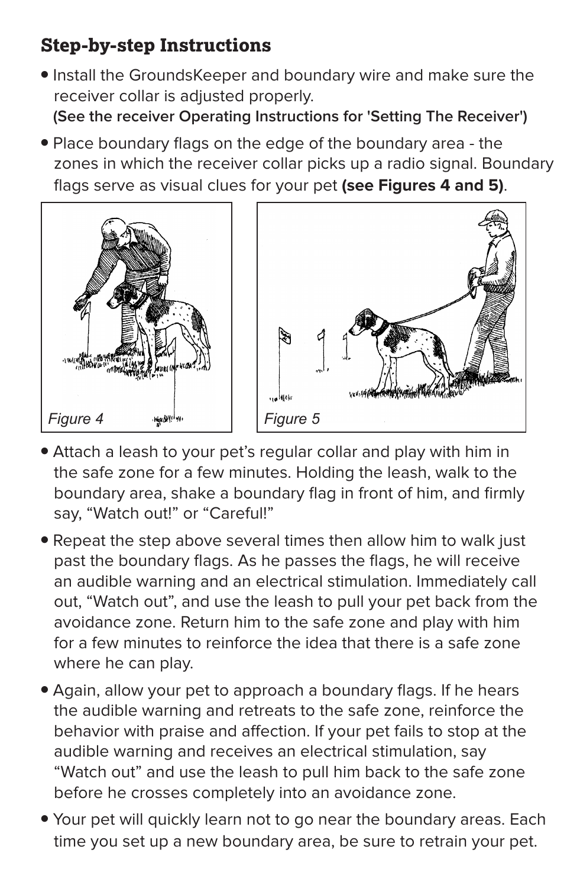## Step-by-step Instructions

- Install the GroundsKeeper and boundary wire and make sure the receiver collar is adjusted properly. **(See the receiver Operating Instructions for 'Setting The Receiver')**
- Place boundary flags on the edge of the boundary area - the zones in which the receiver collar picks up a radio signal. Boundary flags serve as visual clues for your pet **(see Figures 4 and 5)**.

*Figure 4*

*Figure 5*

- Attach a leash to your pet's regular collar and play with him in the safe zone for a few minutes. Holding the leash, walk to the boundary area, shake a boundary flag in front of him, and firmly say, "Watch out!" or "Careful!"
- Repeat the step above several times then allow him to walk just past the boundary flags. As he passes the flags, he will receive an audible warning and an electrical stimulation. Immediately call out, "Watch out", and use the leash to pull your pet back from the avoidance zone. Return him to the safe zone and play with him for a few minutes to reinforce the idea that there is a safe zone where he can play.
- Again, allow your pet to approach a boundary flags. If he hears the audible warning and retreats to the safe zone, reinforce the behavior with praise and affection. If your pet fails to stop at the audible warning and receives an electrical stimulation, say "Watch out" and use the leash to pull him back to the safe zone before he crosses completely into an avoidance zone.
- Your pet will quickly learn not to go near the boundary areas. Each time you set up a new boundary area, be sure to retrain your pet.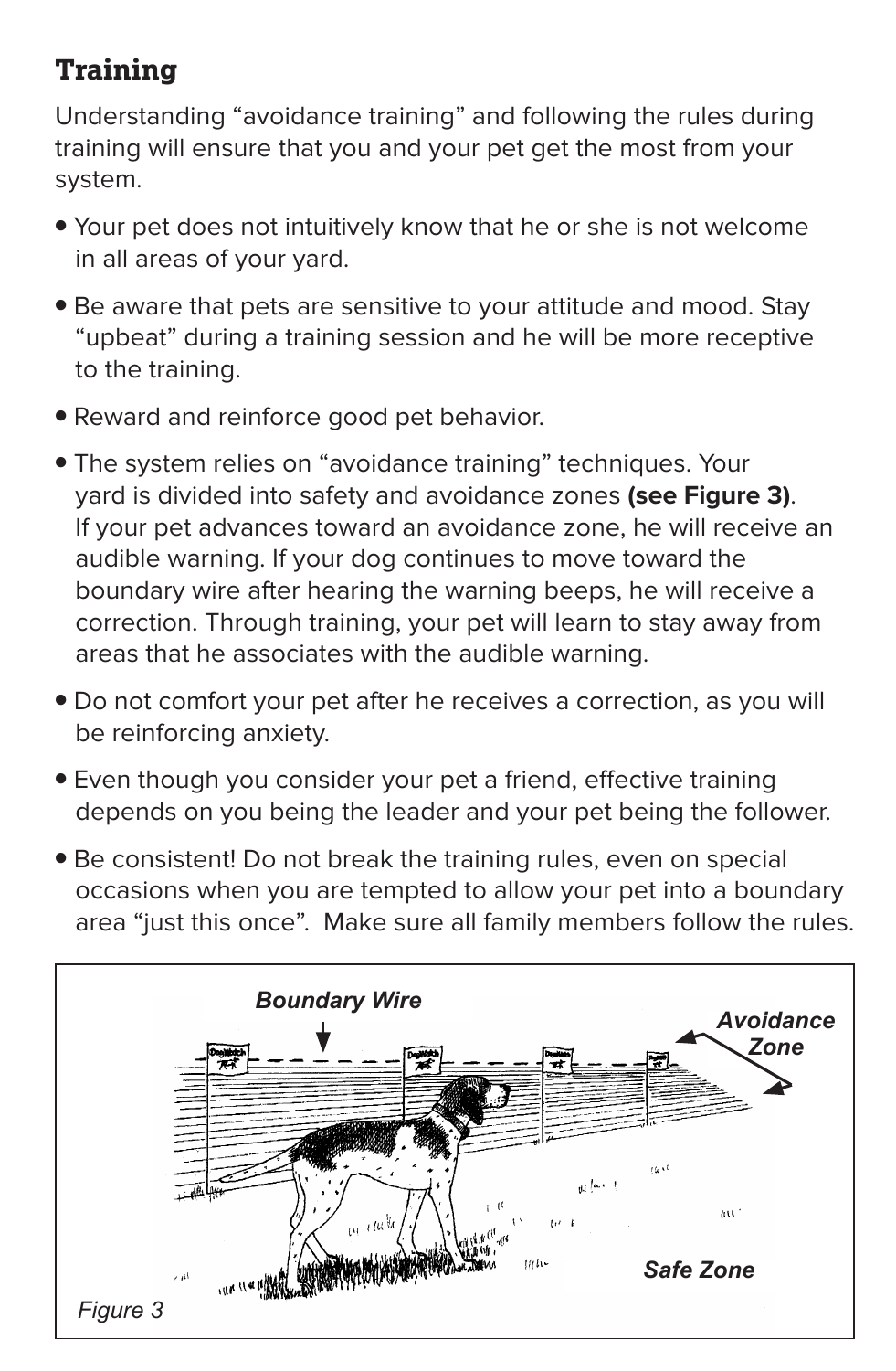## Training

Understanding "avoidance training" and following the rules during training will ensure that you and your pet get the most from your system.

- Your pet does not intuitively know that he or she is not welcome in all areas of your yard.
- Be aware that pets are sensitive to your attitude and mood. Stay "upbeat" during a training session and he will be more receptive to the training.
- Reward and reinforce good pet behavior.
- The system relies on "avoidance training" techniques. Your yard is divided into safety and avoidance zones **(see Figure 3)**. If your pet advances toward an avoidance zone, he will receive an audible warning. If your dog continues to move toward the boundary wire after hearing the warning beeps, he will receive a correction. Through training, your pet will learn to stay away from areas that he associates with the audible warning.
- Do not comfort your pet after he receives a correction, as you will be reinforcing anxiety.
- Even though you consider your pet a friend, effective training depends on you being the leader and your pet being the follower.
- Be consistent! Do not break the training rules, even on special occasions when you are tempted to allow your pet into a boundary area "just this once". Make sure all family members follow the rules.

***Boundary Wire***

***Avoidance Zone***

***Safe Zone***

*Figure 3*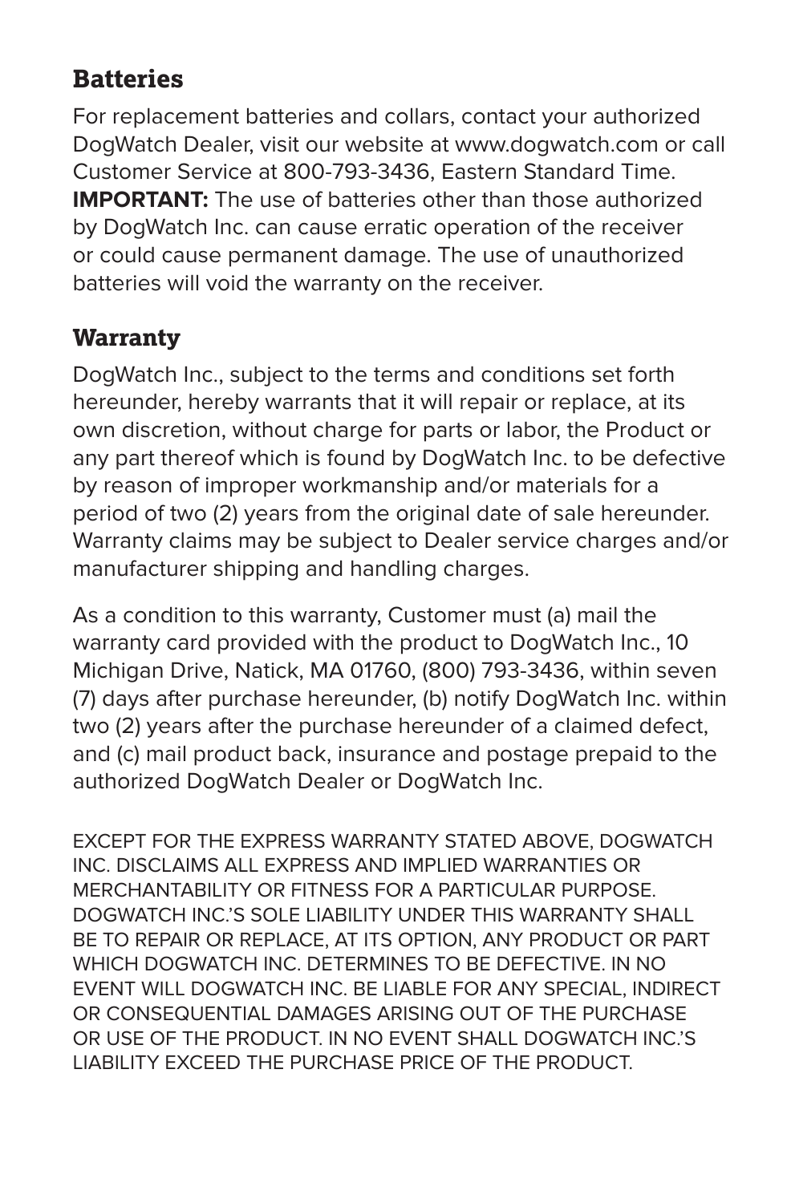## Batteries

For replacement batteries and collars, contact your authorized DogWatch Dealer, visit our website at www.dogwatch.com or call Customer Service at 800-793-3436, Eastern Standard Time. **IMPORTANT:** The use of batteries other than those authorized by DogWatch Inc. can cause erratic operation of the receiver or could cause permanent damage. The use of unauthorized batteries will void the warranty on the receiver.

## Warranty

DogWatch Inc., subject to the terms and conditions set forth hereunder, hereby warrants that it will repair or replace, at its own discretion, without charge for parts or labor, the Product or any part thereof which is found by DogWatch Inc. to be defective by reason of improper workmanship and/or materials for a period of two (2) years from the original date of sale hereunder. Warranty claims may be subject to Dealer service charges and/or manufacturer shipping and handling charges.

As a condition to this warranty, Customer must (a) mail the warranty card provided with the product to DogWatch Inc., 10 Michigan Drive, Natick, MA 01760, (800) 793-3436, within seven (7) days after purchase hereunder, (b) notify DogWatch Inc. within two (2) years after the purchase hereunder of a claimed defect, and (c) mail product back, insurance and postage prepaid to the authorized DogWatch Dealer or DogWatch Inc.

EXCEPT FOR THE EXPRESS WARRANTY STATED ABOVE, DOGWATCH INC. DISCLAIMS ALL EXPRESS AND IMPLIED WARRANTIES OR MERCHANTABILITY OR FITNESS FOR A PARTICULAR PURPOSE. DOGWATCH INC.'S SOLE LIABILITY UNDER THIS WARRANTY SHALL BE TO REPAIR OR REPLACE, AT ITS OPTION, ANY PRODUCT OR PART WHICH DOGWATCH INC. DETERMINES TO BE DEFECTIVE. IN NO EVENT WILL DOGWATCH INC. BE LIABLE FOR ANY SPECIAL, INDIRECT OR CONSEQUENTIAL DAMAGES ARISING OUT OF THE PURCHASE OR USE OF THE PRODUCT. IN NO EVENT SHALL DOGWATCH INC.'S LIABILITY EXCEED THE PURCHASE PRICE OF THE PRODUCT.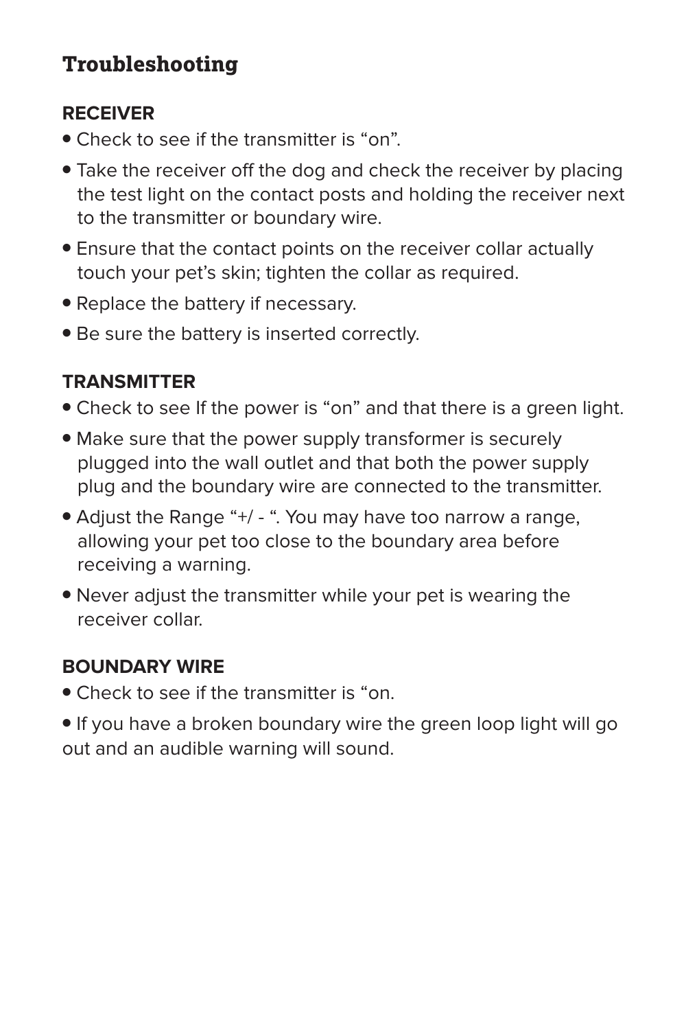## Troubleshooting

### RECEIVER

- Check to see if the transmitter is "on".
- Take the receiver off the dog and check the receiver by placing the test light on the contact posts and holding the receiver next to the transmitter or boundary wire.
- Ensure that the contact points on the receiver collar actually touch your pet's skin; tighten the collar as required.
- Replace the battery if necessary.
- Be sure the battery is inserted correctly.

### TRANSMITTER

- Check to see If the power is "on" and that there is a green light.
- Make sure that the power supply transformer is securely plugged into the wall outlet and that both the power supply plug and the boundary wire are connected to the transmitter.
- Adjust the Range "+/ - ". You may have too narrow a range, allowing your pet too close to the boundary area before receiving a warning.
- Never adjust the transmitter while your pet is wearing the receiver collar.

### BOUNDARY WIRE

- Check to see if the transmitter is "on.
- If you have a broken boundary wire the green loop light will go out and an audible warning will sound.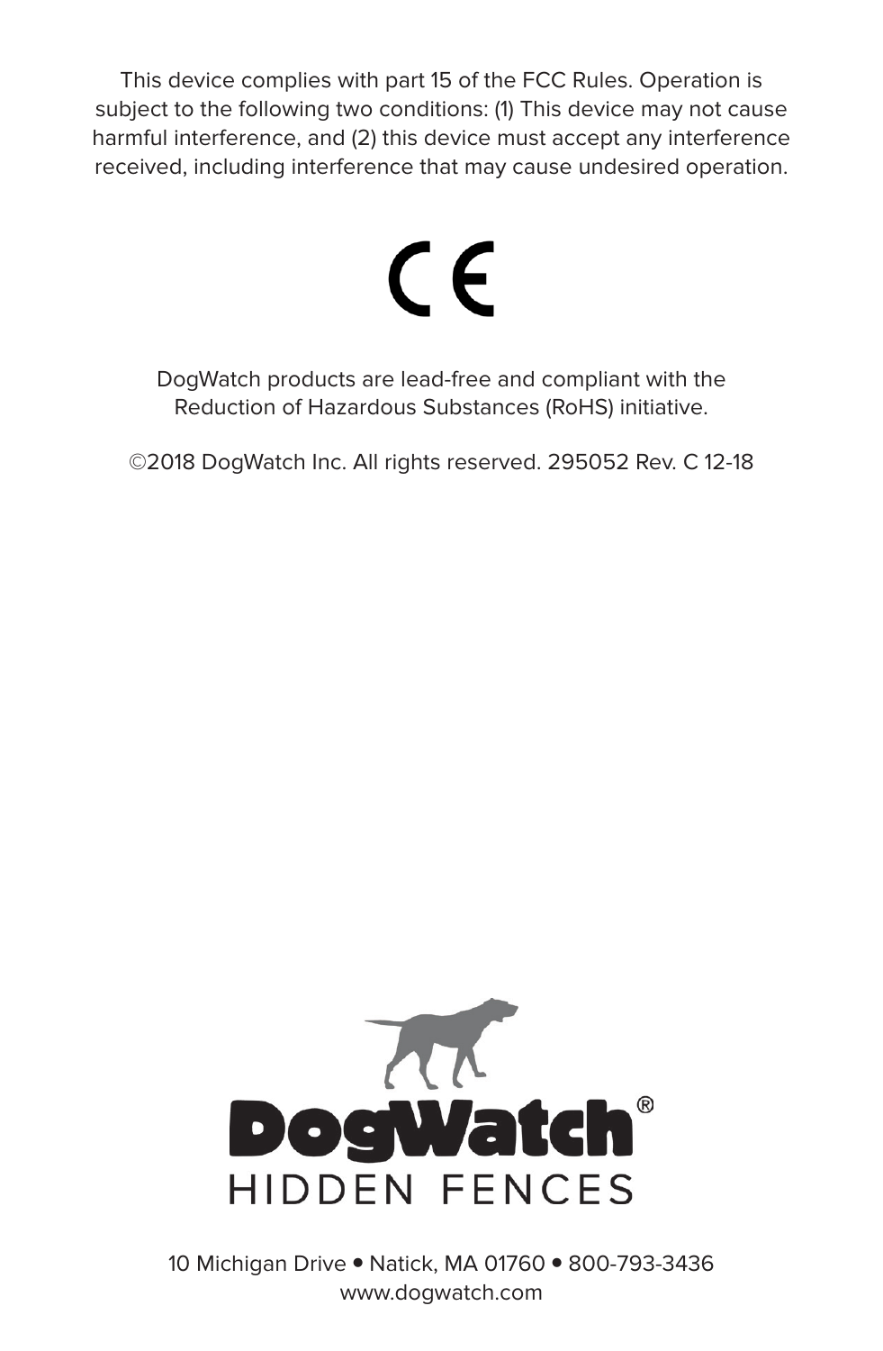This device complies with part 15 of the FCC Rules. Operation is subject to the following two conditions: (1) This device may not cause harmful interference, and (2) this device must accept any interference received, including interference that may cause undesired operation.

CE

DogWatch products are lead-free and compliant with the Reduction of Hazardous Substances (RoHS) initiative.

©2018 DogWatch Inc. All rights reserved. 295052 Rev. C 12-18

DogWatch®
HIDDEN FENCES

10 Michigan Drive • Natick, MA 01760 • 800-793-3436
www.dogwatch.com